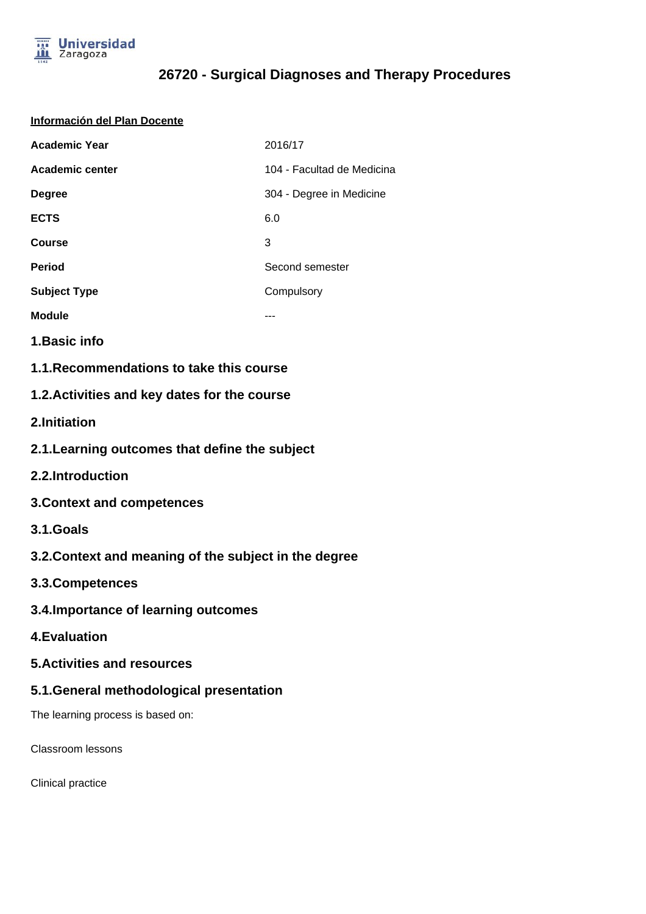Universidad Zaragoza

# 26720 - Surgical Diagnoses and Therapy Procedures

**Información del Plan Docente**

| | |
|---|---|
| **Academic Year** | 2016/17 |
| **Academic center** | 104 - Facultad de Medicina |
| **Degree** | 304 - Degree in Medicine |
| **ECTS** | 6.0 |
| **Course** | 3 |
| **Period** | Second semester |
| **Subject Type** | Compulsory |
| **Module** | --- |

## 1.Basic info

### 1.1.Recommendations to take this course

### 1.2.Activities and key dates for the course

## 2.Initiation

### 2.1.Learning outcomes that define the subject

### 2.2.Introduction

## 3.Context and competences

### 3.1.Goals

### 3.2.Context and meaning of the subject in the degree

### 3.3.Competences

### 3.4.Importance of learning outcomes

## 4.Evaluation

## 5.Activities and resources

### 5.1.General methodological presentation

The learning process is based on:

Classroom lessons

Clinical practice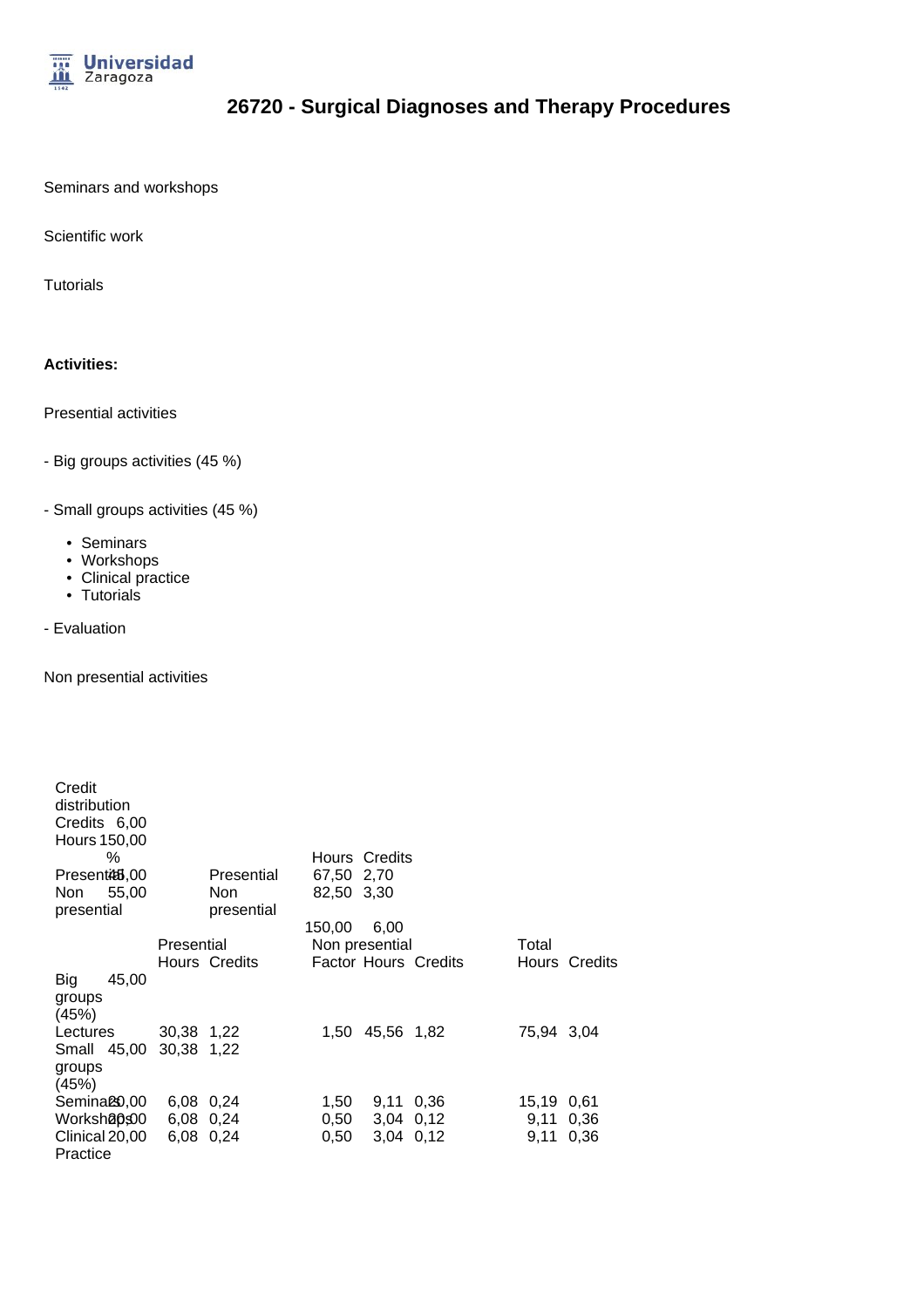Seminars and workshops

Scientific work

Tutorials

**Activities:**

Presential activities

- Big groups activities (45 %)

- Small groups activities (45 %)

  - Seminars
  - Workshops
  - Clinical practice
  - Tutorials

- Evaluation

Non presential activities

| Credit distribution | | | | | |
|---|---|---|---|---|---|
| Credits | 6,00 | | | | |
| Hours | 150,00 | | | | |
| | % | | | Hours | Credits |
| Presential | 45,00 | | Presential | 67,50 | 2,70 |
| Non presential | 55,00 | | Non presential | 82,50 | 3,30 |
| | | | | 150,00 | 6,00 |

| | | Presential | | Non presential | | | Total | |
|---|---|---|---|---|---|---|---|---|
| | | Hours | Credits | Factor | Hours | Credits | Hours | Credits |
| Big groups (45%) | 45,00 | | | | | | | |
| Lectures | | 30,38 | 1,22 | 1,50 | 45,56 | 1,82 | 75,94 | 3,04 |
| Small groups (45%) | 45,00 | 30,38 | 1,22 | | | | | |
| Seminars | 20,00 | 6,08 | 0,24 | 1,50 | 9,11 | 0,36 | 15,19 | 0,61 |
| Workshops | 20,00 | 6,08 | 0,24 | 0,50 | 3,04 | 0,12 | 9,11 | 0,36 |
| Clinical Practice | 20,00 | 6,08 | 0,24 | 0,50 | 3,04 | 0,12 | 9,11 | 0,36 |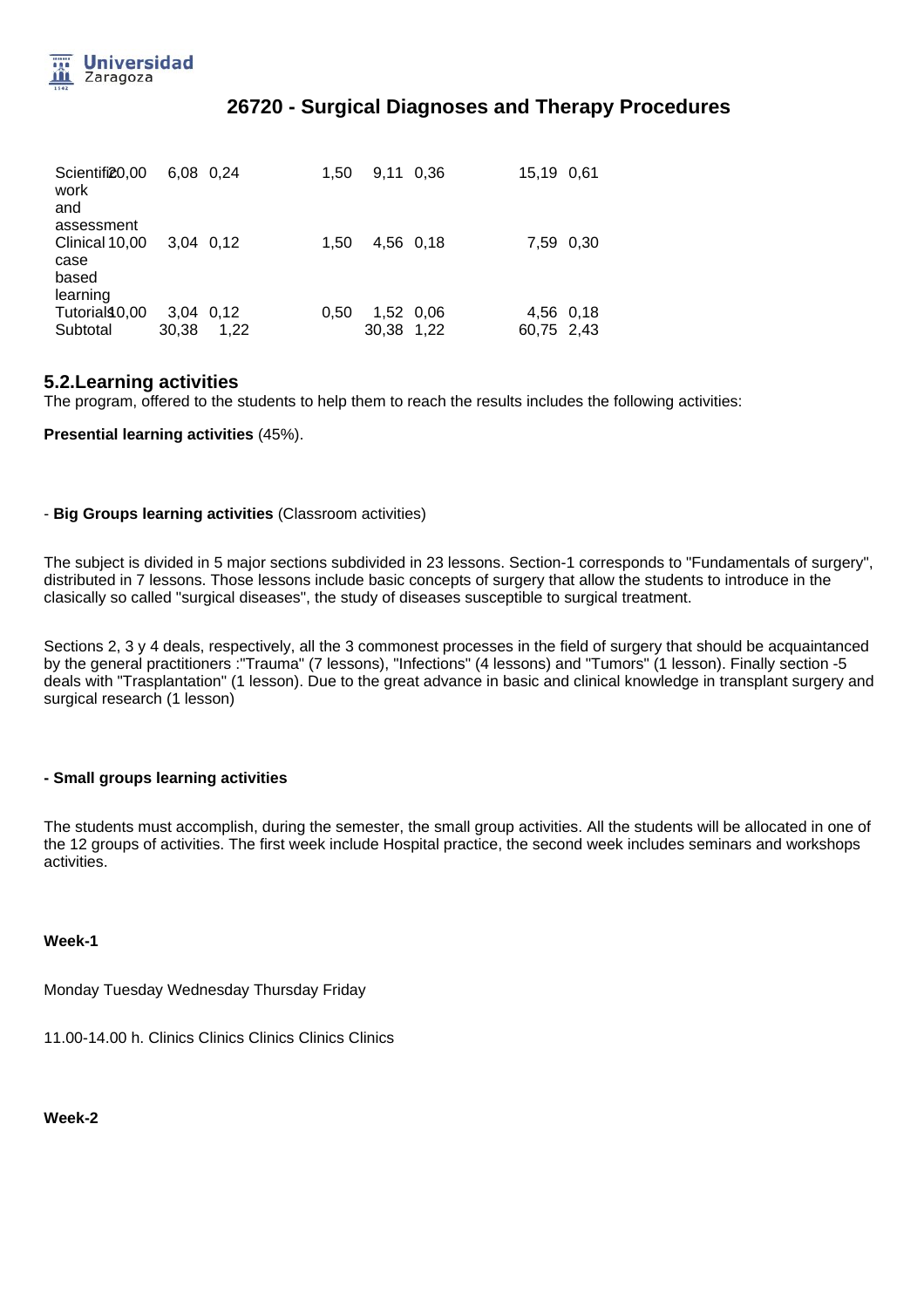# 26720 - Surgical Diagnoses and Therapy Procedures

| | | | | | | | | |
|---|---|---|---|---|---|---|---|---|
| Scientific work and assessment | 20,00 | 6,08 | 0,24 | 1,50 | 9,11 | 0,36 | 15,19 | 0,61 |
| Clinical case based learning | 10,00 | 3,04 | 0,12 | 1,50 | 4,56 | 0,18 | 7,59 | 0,30 |
| Tutorials | 10,00 | 3,04 | 0,12 | 0,50 | 1,52 | 0,06 | 4,56 | 0,18 |
| Subtotal | | 30,38 | 1,22 | | 30,38 | 1,22 | 60,75 | 2,43 |

## 5.2.Learning activities

The program, offered to the students to help them to reach the results includes the following activities:

**Presential learning activities** (45%).

- **Big Groups learning activities** (Classroom activities)

The subject is divided in 5 major sections subdivided in 23 lessons. Section-1 corresponds to "Fundamentals of surgery", distributed in 7 lessons. Those lessons include basic concepts of surgery that allow the students to introduce in the clasically so called "surgical diseases", the study of diseases susceptible to surgical treatment.

Sections 2, 3 y 4 deals, respectively, all the 3 commonest processes in the field of surgery that should be acquaintanced by the general practitioners :"Trauma" (7 lessons), "Infections" (4 lessons) and "Tumors" (1 lesson). Finally section -5 deals with "Trasplantation" (1 lesson). Due to the great advance in basic and clinical knowledge in transplant surgery and surgical research (1 lesson)

**- Small groups learning activities**

The students must accomplish, during the semester, the small group activities. All the students will be allocated in one of the 12 groups of activities. The first week include Hospital practice, the second week includes seminars and workshops activities.

**Week-1**

Monday Tuesday Wednesday Thursday Friday

11.00-14.00 h. Clinics Clinics Clinics Clinics Clinics

**Week-2**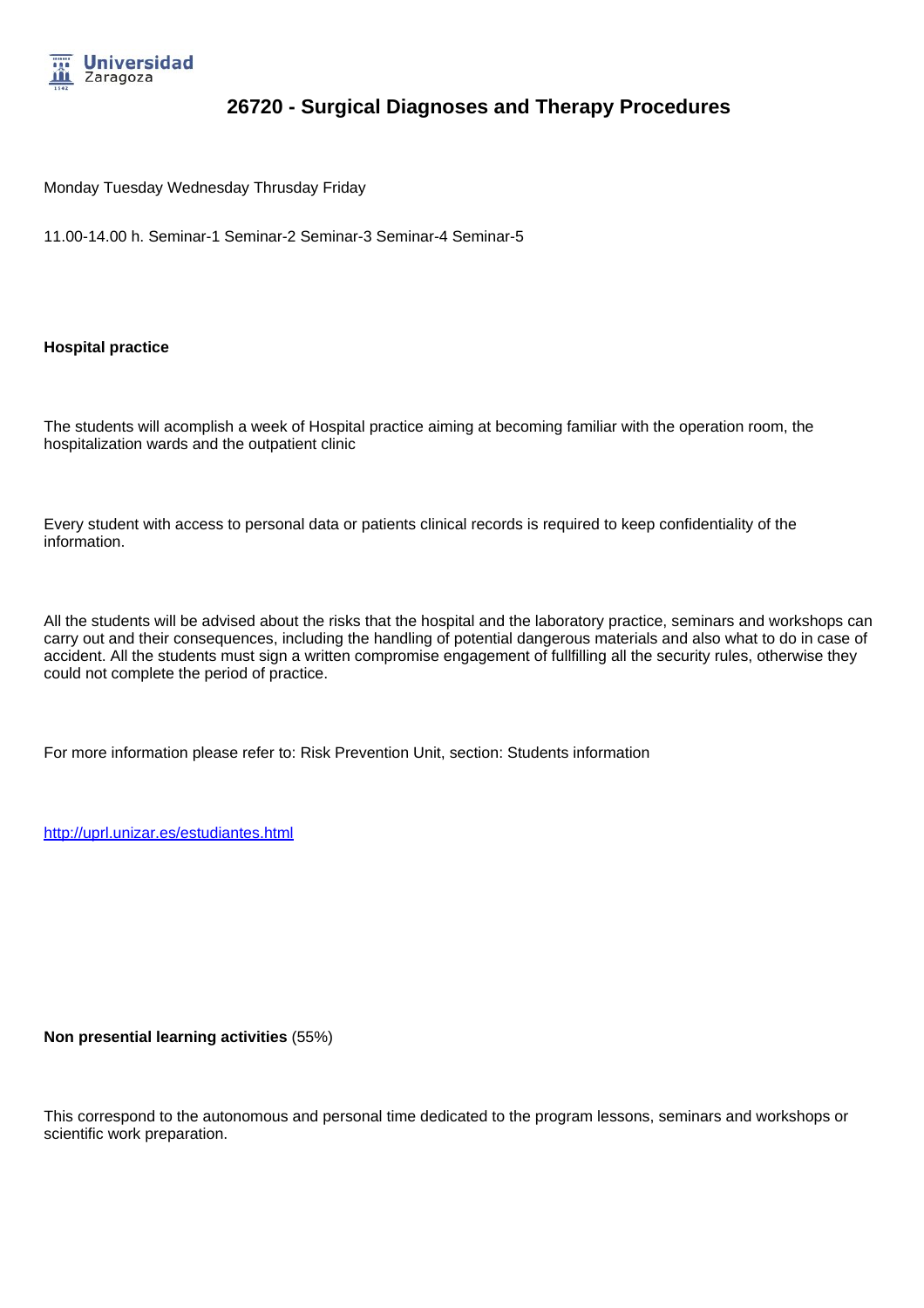Monday Tuesday Wednesday Thrusday Friday

11.00-14.00 h. Seminar-1 Seminar-2 Seminar-3 Seminar-4 Seminar-5

**Hospital practice**

The students will acomplish a week of Hospital practice aiming at becoming familiar with the operation room, the hospitalization wards and the outpatient clinic

Every student with access to personal data or patients clinical records is required to keep confidentiality of the information.

All the students will be advised about the risks that the hospital and the laboratory practice, seminars and workshops can carry out and their consequences, including the handling of potential dangerous materials and also what to do in case of accident. All the students must sign a written compromise engagement of fullfilling all the security rules, otherwise they could not complete the period of practice.

For more information please refer to: Risk Prevention Unit, section: Students information

http://uprl.unizar.es/estudiantes.html

**Non presential learning activities** (55%)

This correspond to the autonomous and personal time dedicated to the program lessons, seminars and workshops or scientific work preparation.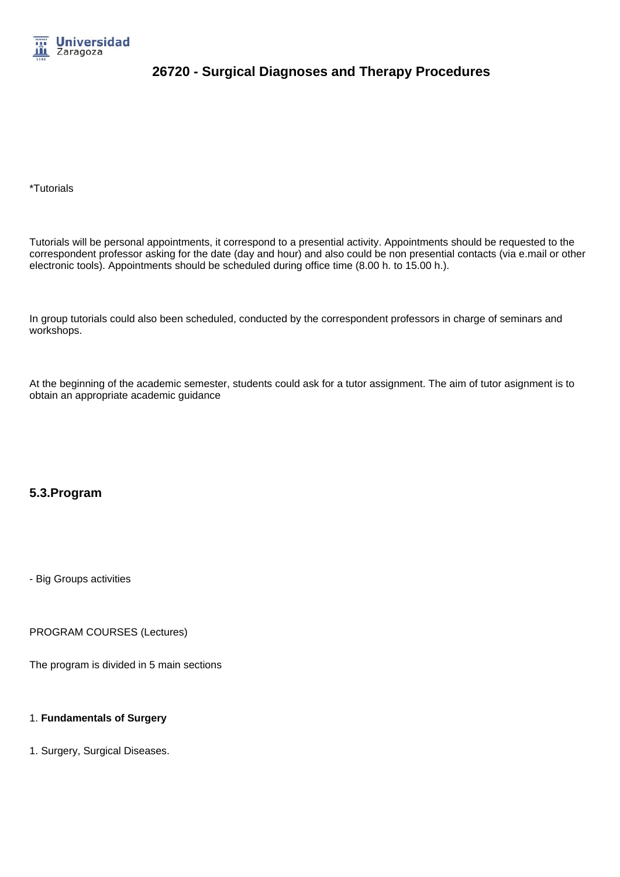*Tutorials

Tutorials will be personal appointments, it correspond to a presential activity. Appointments should be requested to the correspondent professor asking for the date (day and hour) and also could be non presential contacts (via e.mail or other electronic tools). Appointments should be scheduled during office time (8.00 h. to 15.00 h.).

In group tutorials could also been scheduled, conducted by the correspondent professors in charge of seminars and workshops.

At the beginning of the academic semester, students could ask for a tutor assignment. The aim of tutor asignment is to obtain an appropriate academic guidance

## 5.3.Program

- Big Groups activities

PROGRAM COURSES (Lectures)

The program is divided in 5 main sections

1. **Fundamentals of Surgery**

1. Surgery, Surgical Diseases.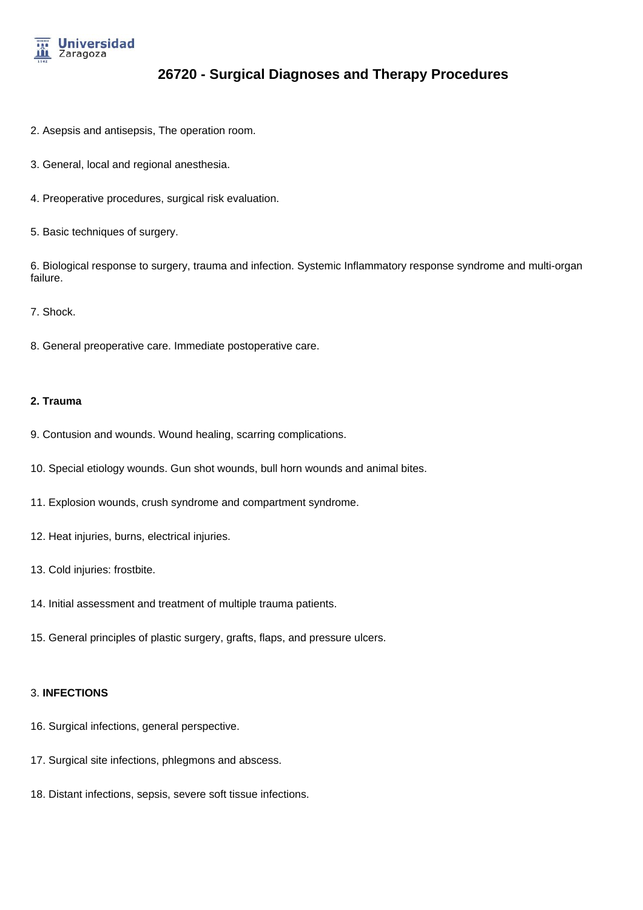2. Asepsis and antisepsis, The operation room.

3. General, local and regional anesthesia.

4. Preoperative procedures, surgical risk evaluation.

5. Basic techniques of surgery.

6. Biological response to surgery, trauma and infection. Systemic Inflammatory response syndrome and multi-organ failure.

7. Shock.

8. General preoperative care. Immediate postoperative care.

**2. Trauma**

9. Contusion and wounds. Wound healing, scarring complications.

10. Special etiology wounds. Gun shot wounds, bull horn wounds and animal bites.

11. Explosion wounds, crush syndrome and compartment syndrome.

12. Heat injuries, burns, electrical injuries.

13. Cold injuries: frostbite.

14. Initial assessment and treatment of multiple trauma patients.

15. General principles of plastic surgery, grafts, flaps, and pressure ulcers.

3. **INFECTIONS**

16. Surgical infections, general perspective.

17. Surgical site infections, phlegmons and abscess.

18. Distant infections, sepsis, severe soft tissue infections.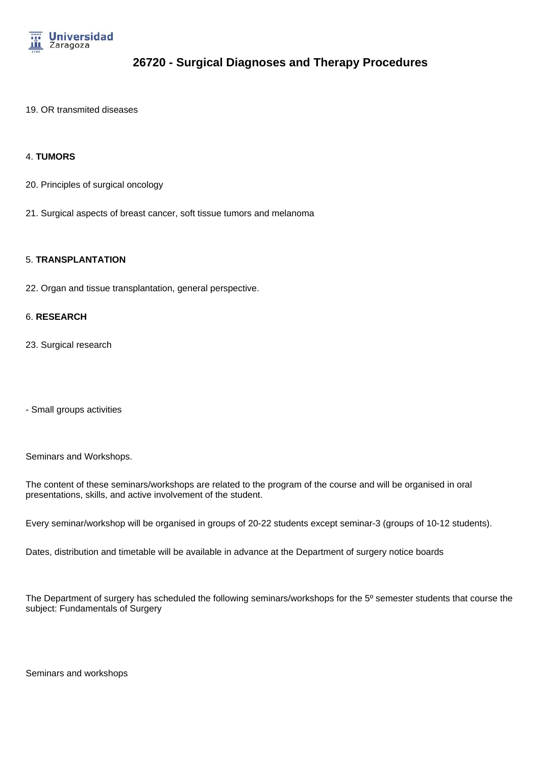19. OR transmited diseases

4. **TUMORS**

20. Principles of surgical oncology

21. Surgical aspects of breast cancer, soft tissue tumors and melanoma

5. **TRANSPLANTATION**

22. Organ and tissue transplantation, general perspective.

6. **RESEARCH**

23. Surgical research

- Small groups activities

Seminars and Workshops.

The content of these seminars/workshops are related to the program of the course and will be organised in oral presentations, skills, and active involvement of the student.

Every seminar/workshop will be organised in groups of 20-22 students except seminar-3 (groups of 10-12 students).

Dates, distribution and timetable will be available in advance at the Department of surgery notice boards

The Department of surgery has scheduled the following seminars/workshops for the 5º semester students that course the subject: Fundamentals of Surgery

Seminars and workshops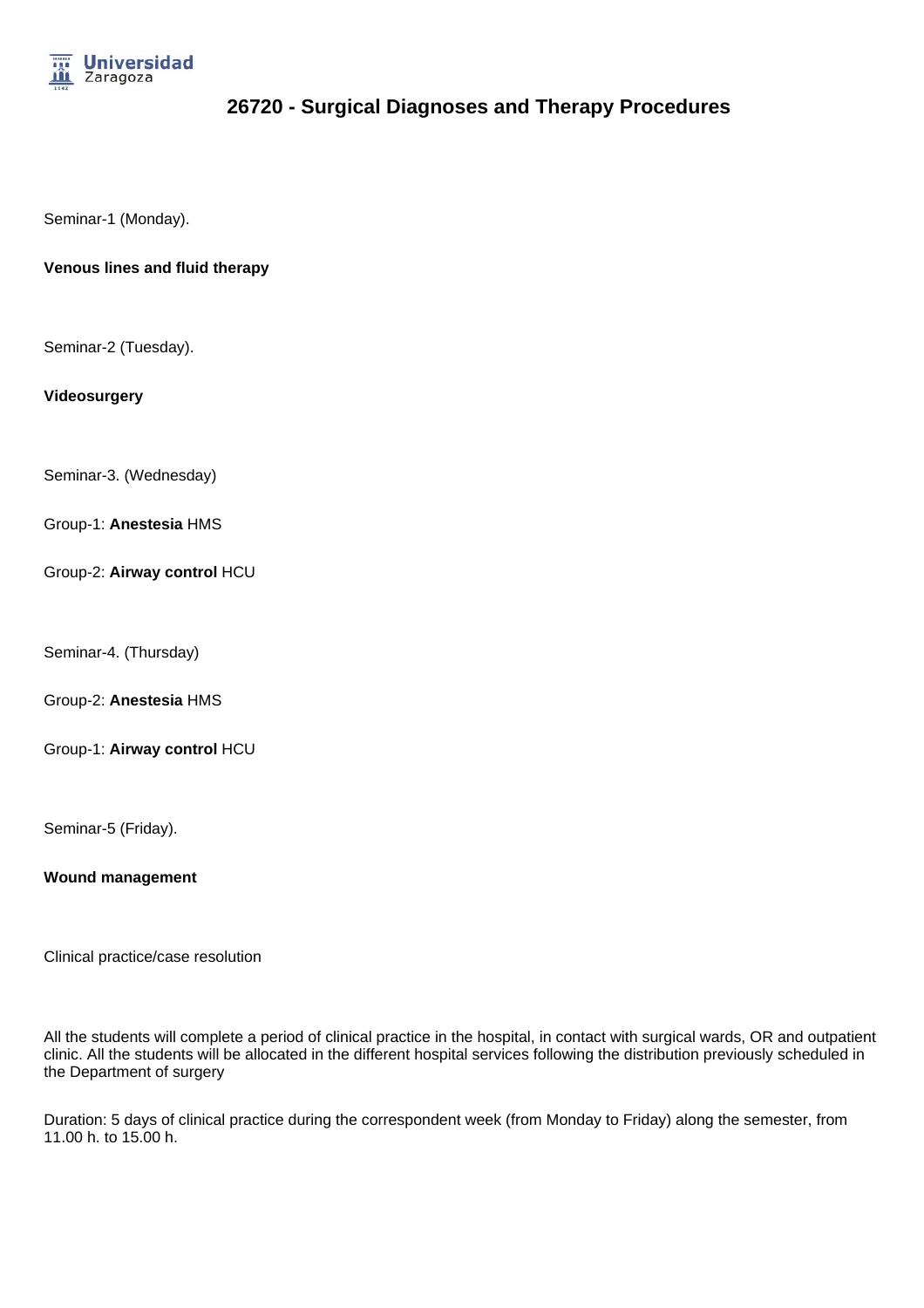# 26720 - Surgical Diagnoses and Therapy Procedures

Seminar-1 (Monday).

**Venous lines and fluid therapy**

Seminar-2 (Tuesday).

**Videosurgery**

Seminar-3. (Wednesday)

Group-1: **Anestesia** HMS

Group-2: **Airway control** HCU

Seminar-4. (Thursday)

Group-2: **Anestesia** HMS

Group-1: **Airway control** HCU

Seminar-5 (Friday).

**Wound management**

Clinical practice/case resolution

All the students will complete a period of clinical practice in the hospital, in contact with surgical wards, OR and outpatient clinic. All the students will be allocated in the different hospital services following the distribution previously scheduled in the Department of surgery

Duration: 5 days of clinical practice during the correspondent week (from Monday to Friday) along the semester, from 11.00 h. to 15.00 h.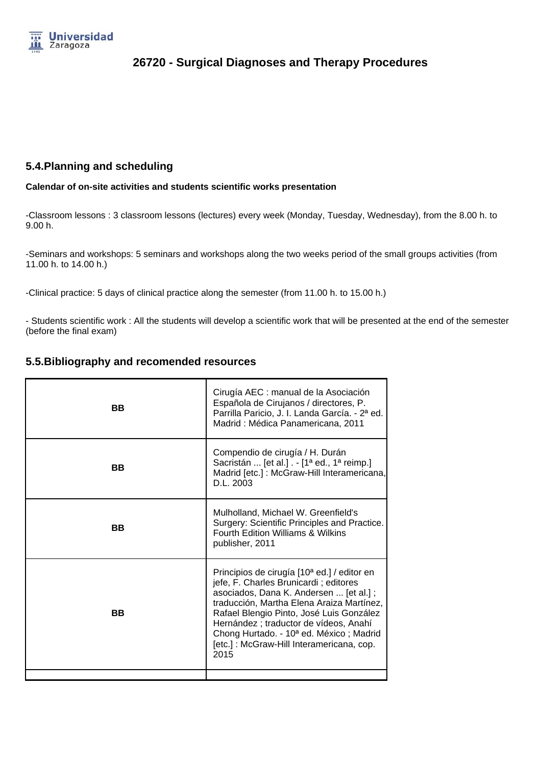# 26720 - Surgical Diagnoses and Therapy Procedures

## 5.4.Planning and scheduling

**Calendar of on-site activities and students scientific works presentation**

-Classroom lessons : 3 classroom lessons (lectures) every week (Monday, Tuesday, Wednesday), from the 8.00 h. to 9.00 h.

-Seminars and workshops: 5 seminars and workshops along the two weeks period of the small groups activities (from 11.00 h. to 14.00 h.)

-Clinical practice: 5 days of clinical practice along the semester (from 11.00 h. to 15.00 h.)

- Students scientific work : All the students will develop a scientific work that will be presented at the end of the semester (before the final exam)

## 5.5.Bibliography and recomended resources

| | |
|---|---|
| **BB** | Cirugía AEC : manual de la Asociación Española de Cirujanos / directores, P. Parrilla Paricio, J. I. Landa García. - 2ª ed. Madrid : Médica Panamericana, 2011 |
| **BB** | Compendio de cirugía / H. Durán Sacristán ... [et al.] . - [1ª ed., 1ª reimp.] Madrid [etc.] : McGraw-Hill Interamericana, D.L. 2003 |
| **BB** | Mulholland, Michael W. Greenfield's Surgery: Scientific Principles and Practice. Fourth Edition Williams & Wilkins publisher, 2011 |
| **BB** | Principios de cirugía [10ª ed.] / editor en jefe, F. Charles Brunicardi ; editores asociados, Dana K. Andersen ... [et al.] ; traducción, Martha Elena Araiza Martínez, Rafael Blengio Pinto, José Luis González Hernández ; traductor de vídeos, Anahí Chong Hurtado. - 10ª ed. México ; Madrid [etc.] : McGraw-Hill Interamericana, cop. 2015 |
| | |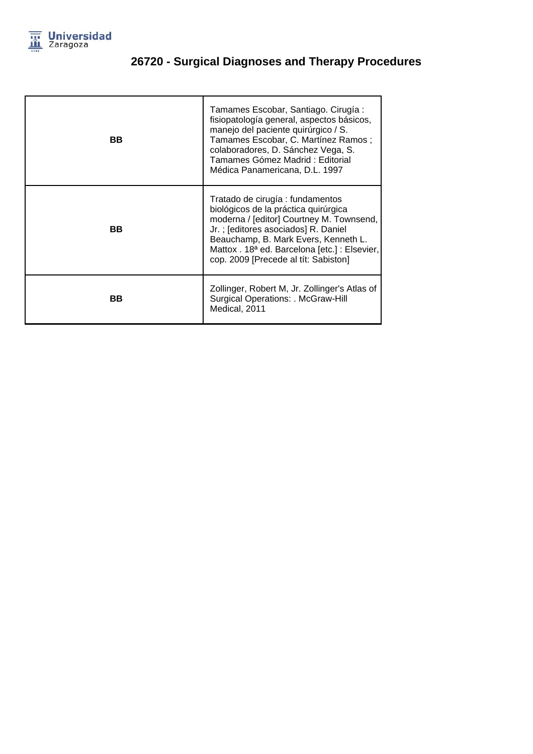# 26720 - Surgical Diagnoses and Therapy Procedures

| | |
|---|---|
| **BB** | Tamames Escobar, Santiago. Cirugía : fisiopatología general, aspectos básicos, manejo del paciente quirúrgico / S. Tamames Escobar, C. Martínez Ramos ; colaboradores, D. Sánchez Vega, S. Tamames Gómez Madrid : Editorial Médica Panamericana, D.L. 1997 |
| **BB** | Tratado de cirugía : fundamentos biológicos de la práctica quirúrgica moderna / [editor] Courtney M. Townsend, Jr. ; [editores asociados] R. Daniel Beauchamp, B. Mark Evers, Kenneth L. Mattox . 18ª ed. Barcelona [etc.] : Elsevier, cop. 2009 [Precede al tít: Sabiston] |
| **BB** | Zollinger, Robert M, Jr. Zollinger's Atlas of Surgical Operations: . McGraw-Hill Medical, 2011 |